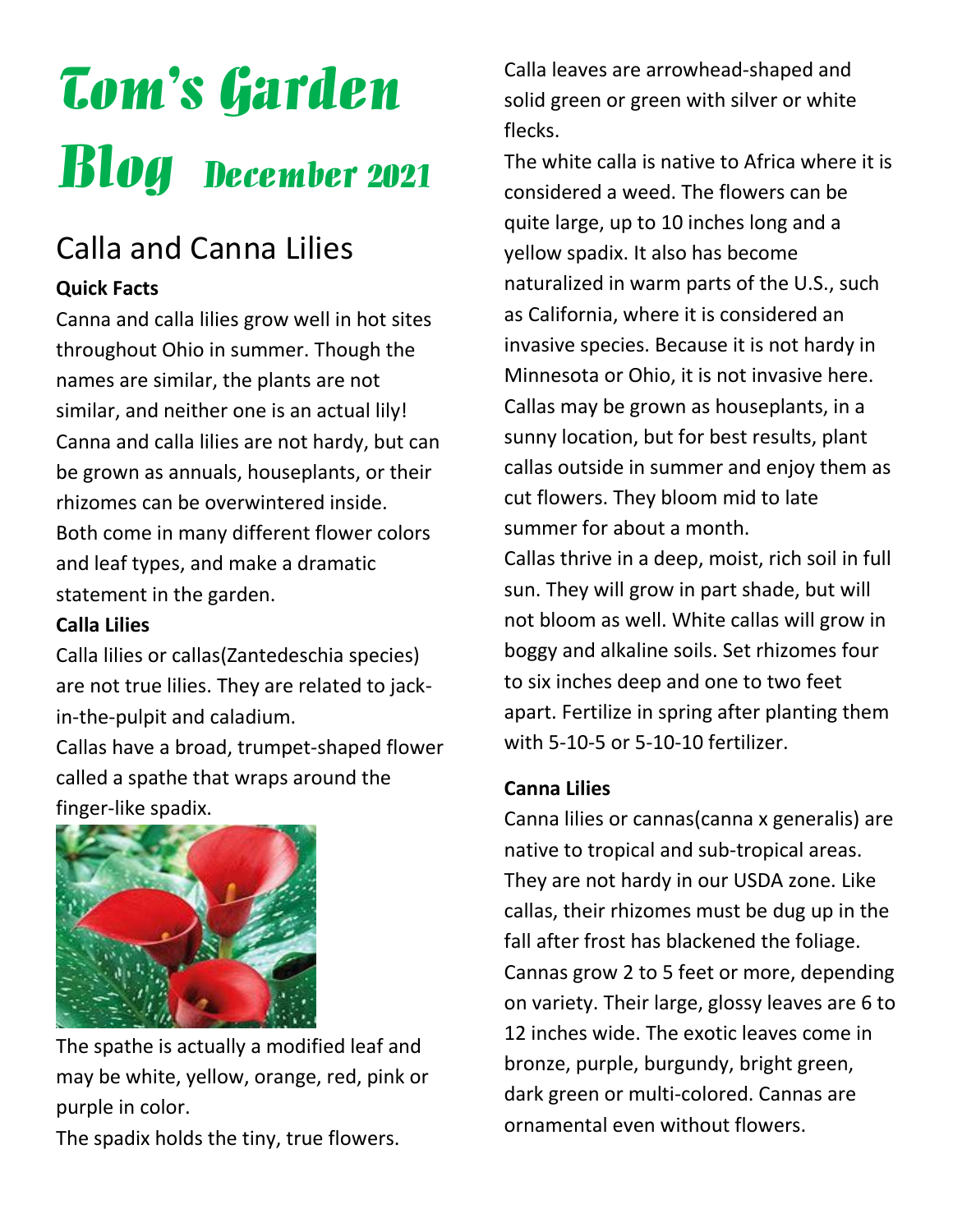# Tom's Garden Blog December 2021

## Calla and Canna Lilies

**Quick Facts**

Canna and calla lilies grow well in hot sites throughout Ohio in summer. Though the names are similar, the plants are not similar, and neither one is an actual lily! Canna and calla lilies are not hardy, but can be grown as annuals, houseplants, or their rhizomes can be overwintered inside. Both come in many different flower colors and leaf types, and make a dramatic statement in the garden.

**Calla Lilies**

Calla lilies or callas(Zantedeschia species) are not true lilies. They are related to jack-in-the-pulpit and caladium.

Callas have a broad, trumpet-shaped flower called a spathe that wraps around the finger-like spadix.

The spathe is actually a modified leaf and may be white, yellow, orange, red, pink or purple in color.

The spadix holds the tiny, true flowers.

Calla leaves are arrowhead-shaped and solid green or green with silver or white flecks.

The white calla is native to Africa where it is considered a weed. The flowers can be quite large, up to 10 inches long and a yellow spadix. It also has become naturalized in warm parts of the U.S., such as California, where it is considered an invasive species. Because it is not hardy in Minnesota or Ohio, it is not invasive here. Callas may be grown as houseplants, in a sunny location, but for best results, plant callas outside in summer and enjoy them as cut flowers. They bloom mid to late summer for about a month.

Callas thrive in a deep, moist, rich soil in full sun. They will grow in part shade, but will not bloom as well. White callas will grow in boggy and alkaline soils. Set rhizomes four to six inches deep and one to two feet apart. Fertilize in spring after planting them with 5-10-5 or 5-10-10 fertilizer.

**Canna Lilies**

Canna lilies or cannas(canna x generalis) are native to tropical and sub-tropical areas. They are not hardy in our USDA zone. Like callas, their rhizomes must be dug up in the fall after frost has blackened the foliage. Cannas grow 2 to 5 feet or more, depending on variety. Their large, glossy leaves are 6 to 12 inches wide. The exotic leaves come in bronze, purple, burgundy, bright green, dark green or multi-colored. Cannas are ornamental even without flowers.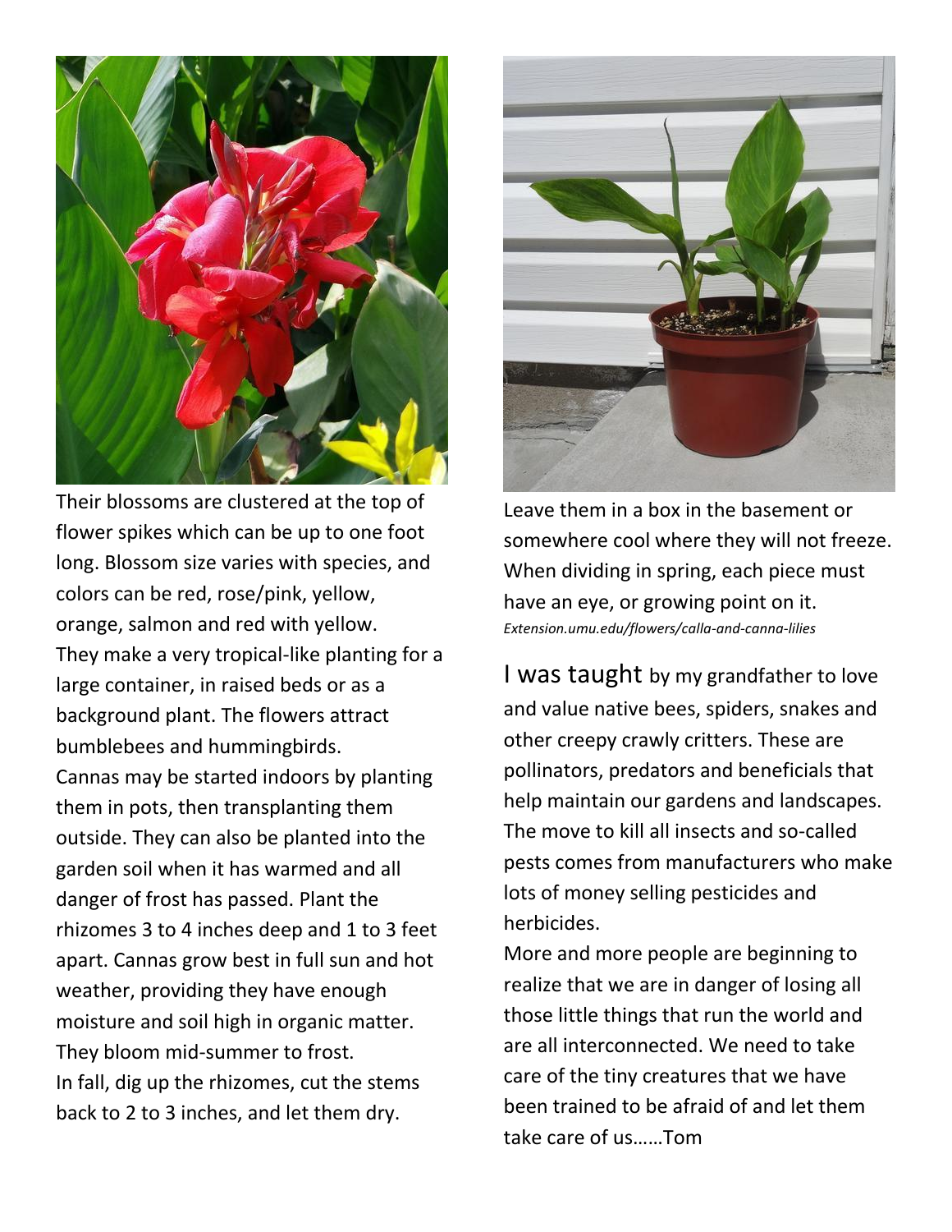Their blossoms are clustered at the top of flower spikes which can be up to one foot long. Blossom size varies with species, and colors can be red, rose/pink, yellow, orange, salmon and red with yellow. They make a very tropical-like planting for a large container, in raised beds or as a background plant. The flowers attract bumblebees and hummingbirds.

Cannas may be started indoors by planting them in pots, then transplanting them outside. They can also be planted into the garden soil when it has warmed and all danger of frost has passed. Plant the rhizomes 3 to 4 inches deep and 1 to 3 feet apart. Cannas grow best in full sun and hot weather, providing they have enough moisture and soil high in organic matter. They bloom mid-summer to frost.

In fall, dig up the rhizomes, cut the stems back to 2 to 3 inches, and let them dry. Leave them in a box in the basement or somewhere cool where they will not freeze. When dividing in spring, each piece must have an eye, or growing point on it.

*Extension.umu.edu/flowers/calla-and-canna-lilies*

I was taught by my grandfather to love and value native bees, spiders, snakes and other creepy crawly critters. These are pollinators, predators and beneficials that help maintain our gardens and landscapes. The move to kill all insects and so-called pests comes from manufacturers who make lots of money selling pesticides and herbicides.

More and more people are beginning to realize that we are in danger of losing all those little things that run the world and are all interconnected. We need to take care of the tiny creatures that we have been trained to be afraid of and let them take care of us……Tom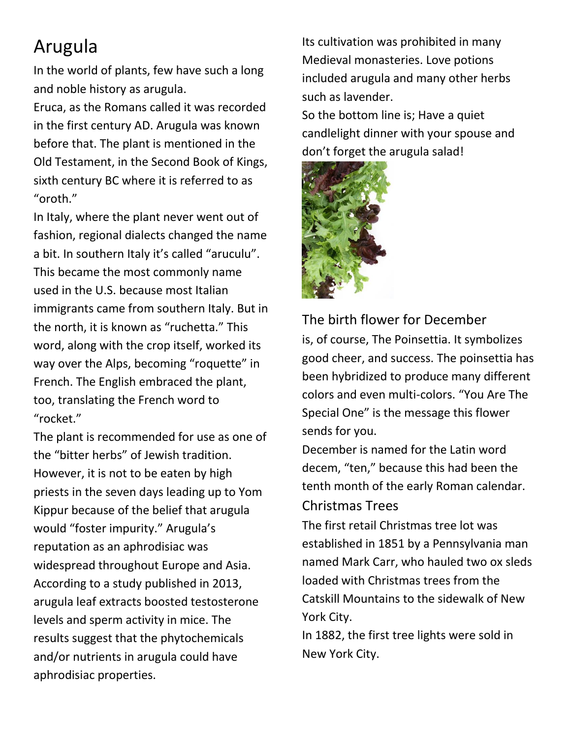# Arugula

In the world of plants, few have such a long and noble history as arugula.

Eruca, as the Romans called it was recorded in the first century AD. Arugula was known before that. The plant is mentioned in the Old Testament, in the Second Book of Kings, sixth century BC where it is referred to as "oroth."

In Italy, where the plant never went out of fashion, regional dialects changed the name a bit. In southern Italy it's called "aruculu". This became the most commonly name used in the U.S. because most Italian immigrants came from southern Italy. But in the north, it is known as "ruchetta." This word, along with the crop itself, worked its way over the Alps, becoming "roquette" in French. The English embraced the plant, too, translating the French word to "rocket."

The plant is recommended for use as one of the "bitter herbs" of Jewish tradition. However, it is not to be eaten by high priests in the seven days leading up to Yom Kippur because of the belief that arugula would "foster impurity." Arugula's reputation as an aphrodisiac was widespread throughout Europe and Asia. According to a study published in 2013, arugula leaf extracts boosted testosterone levels and sperm activity in mice. The results suggest that the phytochemicals and/or nutrients in arugula could have aphrodisiac properties.

Its cultivation was prohibited in many Medieval monasteries. Love potions included arugula and many other herbs such as lavender.

So the bottom line is; Have a quiet candlelight dinner with your spouse and don't forget the arugula salad!

## The birth flower for December

is, of course, The Poinsettia. It symbolizes good cheer, and success. The poinsettia has been hybridized to produce many different colors and even multi-colors. "You Are The Special One" is the message this flower sends for you.

December is named for the Latin word decem, "ten," because this had been the tenth month of the early Roman calendar.

## Christmas Trees

The first retail Christmas tree lot was established in 1851 by a Pennsylvania man named Mark Carr, who hauled two ox sleds loaded with Christmas trees from the Catskill Mountains to the sidewalk of New York City.

In 1882, the first tree lights were sold in New York City.